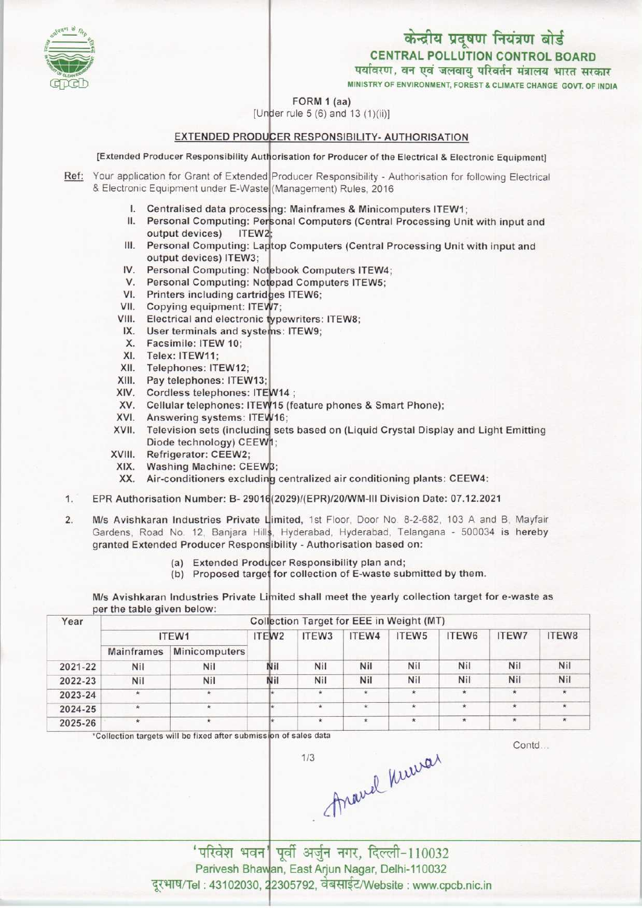केन्द्रीय प्रदूषण नियंत्रण बोर्ड

**CENTRAL POLLUTION CONTROL BOARD**

पर्यावरण, वन एवं जलवायु परिवर्तन मंत्रालय भारत सरकार

MINISTRY OF ENVIRONMENT, FOREST & CLIMATE CHANGE GOVT. OF INDIA

FORM 1 (aa)

[Under rule 5 (6) and 13 (1)(ii)]

## EXTENDED PRODUCER RESPONSIBILITY- AUTHORISATION

[Extended Producer Responsibility Authorisation for Producer of the Electrical & Electronic Equipment]

Ref: Your application for Grant of Extended Producer Responsibility - Authorisation for following Electrical & Electronic Equipment under E-Waste (Management) Rules, 2016

I. Centralised data processing: Mainframes & Minicomputers ITEW1;
II. Personal Computing: Personal Computers (Central Processing Unit with input and output devices) ITEW2;
III. Personal Computing: Laptop Computers (Central Processing Unit with input and output devices) ITEW3;
IV. Personal Computing: Notebook Computers ITEW4;
V. Personal Computing: Notepad Computers ITEW5;
VI. Printers including cartridges ITEW6;
VII. Copying equipment: ITEW7;
VIII. Electrical and electronic typewriters: ITEW8;
IX. User terminals and systems: ITEW9;
X. Facsimile: ITEW 10;
XI. Telex: ITEW11;
XII. Telephones: ITEW12;
XIII. Pay telephones: ITEW13;
XIV. Cordless telephones: ITEW14 ;
XV. Cellular telephones: ITEW15 (feature phones & Smart Phone);
XVI. Answering systems: ITEW16;
XVII. Television sets (including sets based on (Liquid Crystal Display and Light Emitting Diode technology) CEEW1;
XVIII. Refrigerator: CEEW2;
XIX. Washing Machine: CEEW3;
XX. Air-conditioners excluding centralized air conditioning plants: CEEW4:

1. EPR Authorisation Number: B- 29016(2029)/(EPR)/20/WM-III Division Date: 07.12.2021

2. M/s Avishkaran Industries Private Limited, 1st Floor, Door No. 8-2-682, 103 A and B, Mayfair Gardens, Road No. 12, Banjara Hills, Hyderabad, Hyderabad, Telangana - 500034 is hereby granted Extended Producer Responsibility - Authorisation based on:

   (a) Extended Producer Responsibility plan and;
   (b) Proposed target for collection of E-waste submitted by them.

M/s Avishkaran Industries Private Limited shall meet the yearly collection target for e-waste as per the table given below:

| Year | Collection Target for EEE in Weight (MT) | | | | | | | | |
|---|---|---|---|---|---|---|---|---|---|
| | ITEW1 | | ITEW2 | ITEW3 | ITEW4 | ITEW5 | ITEW6 | ITEW7 | ITEW8 |
| | Mainframes | Minicomputers | | | | | | | |
| 2021-22 | Nil | Nil | Nil | Nil | Nil | Nil | Nil | Nil | Nil |
| 2022-23 | Nil | Nil | Nil | Nil | Nil | Nil | Nil | Nil | Nil |
| 2023-24 | * | * | * | * | * | * | * | * | * |
| 2024-25 | * | * | * | * | * | * | * | * | * |
| 2025-26 | * | * | * | * | * | * | * | * | * |

*Collection targets will be fixed after submission of sales data

Contd...

'परिवेश भवन' पूर्वी अर्जुन नगर, दिल्ली-110032

Parivesh Bhawan, East Arjun Nagar, Delhi-110032

दूरभाष/Tel : 43102030, 22305792, वेबसाईट/Website : www.cpcb.nic.in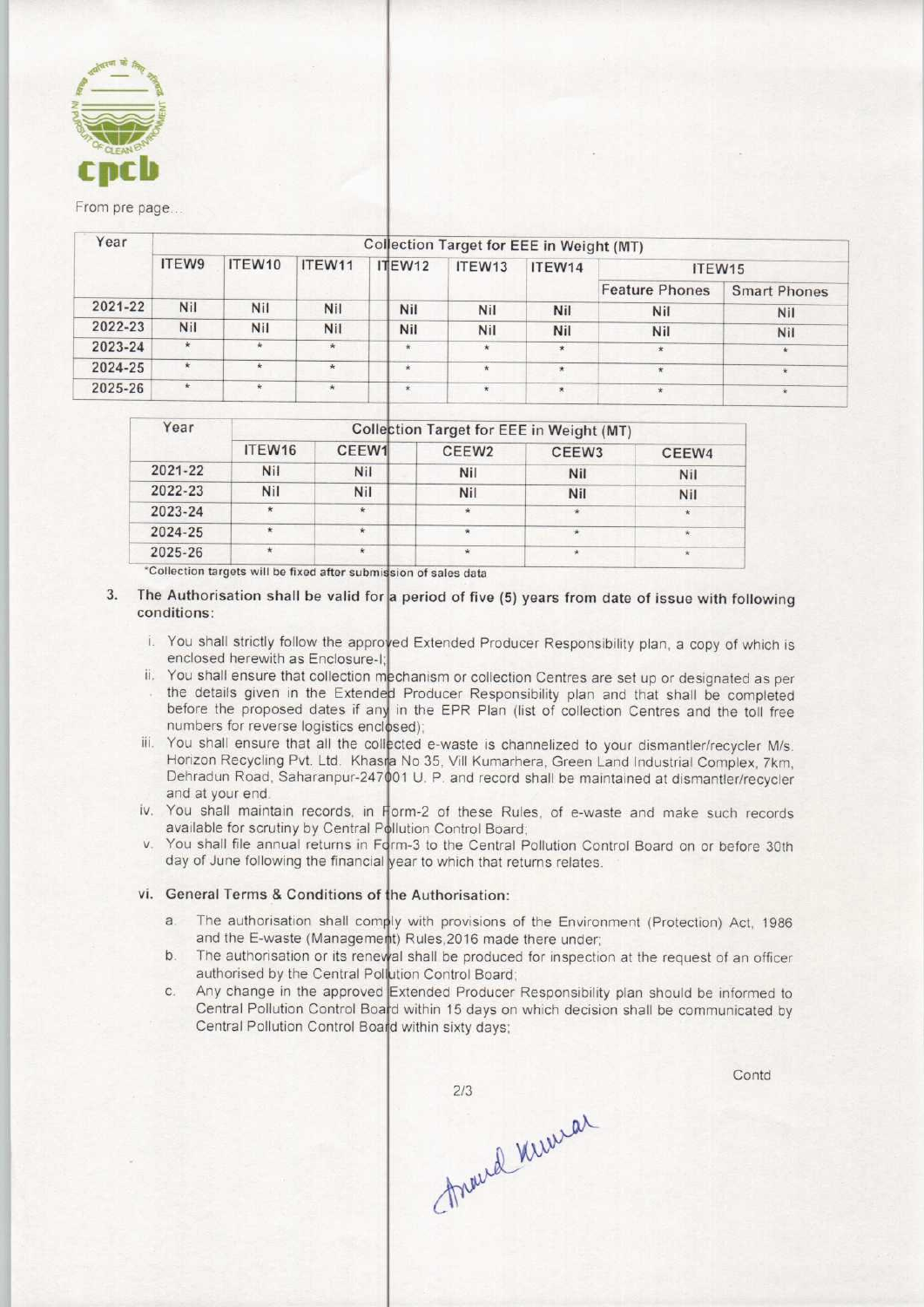From pre page...

| Year | Collection Target for EEE in Weight (MT) | | | | | | | |
|---|---|---|---|---|---|---|---|---|
| | ITEW9 | ITEW10 | ITEW11 | ITEW12 | ITEW13 | ITEW14 | ITEW15 | |
| | | | | | | | Feature Phones | Smart Phones |
| 2021-22 | Nil | Nil | Nil | Nil | Nil | Nil | Nil | Nil |
| 2022-23 | Nil | Nil | Nil | Nil | Nil | Nil | Nil | Nil |
| 2023-24 | * | * | * | * | * | * | * | * |
| 2024-25 | * | * | * | * | * | * | * | * |
| 2025-26 | * | * | * | * | * | * | * | * |

| Year | Collection Target for EEE in Weight (MT) | | | | |
|---|---|---|---|---|---|
| | ITEW16 | CEEW1 | CEEW2 | CEEW3 | CEEW4 |
| 2021-22 | Nil | Nil | Nil | Nil | Nil |
| 2022-23 | Nil | Nil | Nil | Nil | Nil |
| 2023-24 | * | * | * | * | * |
| 2024-25 | * | * | * | * | * |
| 2025-26 | * | * | * | * | * |

*Collection targets will be fixed after submission of sales data

3. The Authorisation shall be valid for a period of five (5) years from date of issue with following conditions:

   i. You shall strictly follow the approved Extended Producer Responsibility plan, a copy of which is enclosed herewith as Enclosure-I;

   ii. You shall ensure that collection mechanism or collection Centres are set up or designated as per the details given in the Extended Producer Responsibility plan and that shall be completed before the proposed dates if any in the EPR Plan (list of collection Centres and the toll free numbers for reverse logistics enclosed);

   iii. You shall ensure that all the collected e-waste is channelized to your dismantler/recycler M/s. Horizon Recycling Pvt. Ltd. Khasra No 35, Vill Kumarhera, Green Land Industrial Complex, 7km, Dehradun Road, Saharanpur-247001 U. P. and record shall be maintained at dismantler/recycler and at your end.

   iv. You shall maintain records, in Form-2 of these Rules, of e-waste and make such records available for scrutiny by Central Pollution Control Board;

   v. You shall file annual returns in Form-3 to the Central Pollution Control Board on or before 30th day of June following the financial year to which that returns relates.

   vi. General Terms & Conditions of the Authorisation:

      a. The authorisation shall comply with provisions of the Environment (Protection) Act, 1986 and the E-waste (Management) Rules,2016 made there under;

      b. The authorisation or its renewal shall be produced for inspection at the request of an officer authorised by the Central Pollution Control Board;

      c. Any change in the approved Extended Producer Responsibility plan should be informed to Central Pollution Control Board within 15 days on which decision shall be communicated by Central Pollution Control Board within sixty days;

Contd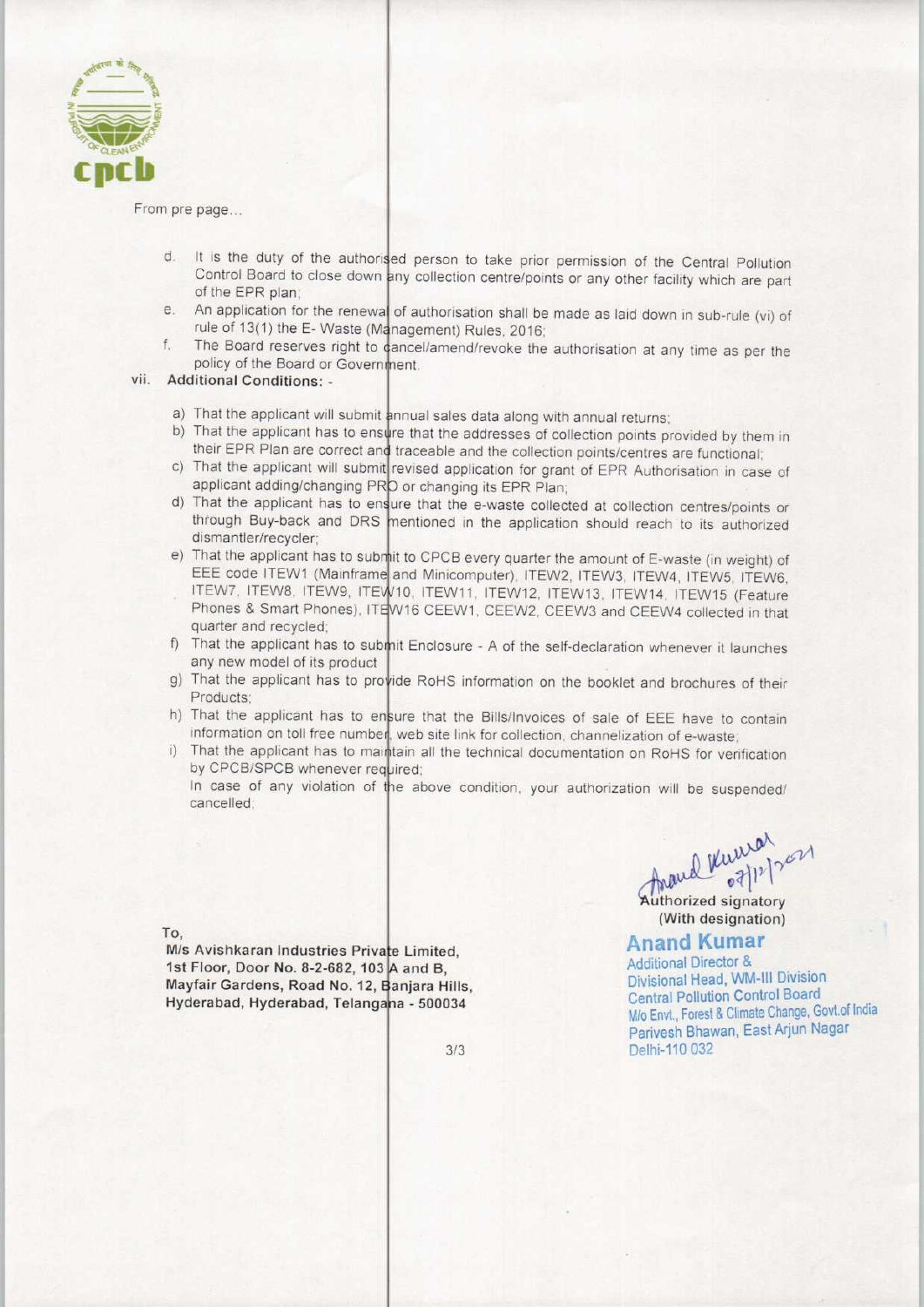From pre page...

d. It is the duty of the authorised person to take prior permission of the Central Pollution Control Board to close down any collection centre/points or any other facility which are part of the EPR plan;
e. An application for the renewal of authorisation shall be made as laid down in sub-rule (vi) of rule of 13(1) the E- Waste (Management) Rules, 2016;
f. The Board reserves right to cancel/amend/revoke the authorisation at any time as per the policy of the Board or Government.

vii. **Additional Conditions: -**

a) That the applicant will submit annual sales data along with annual returns;
b) That the applicant has to ensure that the addresses of collection points provided by them in their EPR Plan are correct and traceable and the collection points/centres are functional;
c) That the applicant will submit revised application for grant of EPR Authorisation in case of applicant adding/changing PRO or changing its EPR Plan;
d) That the applicant has to ensure that the e-waste collected at collection centres/points or through Buy-back and DRS mentioned in the application should reach to its authorized dismantler/recycler;
e) That the applicant has to submit to CPCB every quarter the amount of E-waste (in weight) of EEE code ITEW1 (Mainframe and Minicomputer), ITEW2, ITEW3, ITEW4, ITEW5, ITEW6, ITEW7, ITEW8, ITEW9, ITEW10, ITEW11, ITEW12, ITEW13, ITEW14, ITEW15 (Feature Phones & Smart Phones), ITEW16 CEEW1, CEEW2, CEEW3 and CEEW4 collected in that quarter and recycled;
f) That the applicant has to submit Enclosure - A of the self-declaration whenever it launches any new model of its product
g) That the applicant has to provide RoHS information on the booklet and brochures of their Products;
h) That the applicant has to ensure that the Bills/Invoices of sale of EEE have to contain information on toll free number, web site link for collection, channelization of e-waste;
i) That the applicant has to maintain all the technical documentation on RoHS for verification by CPCB/SPCB whenever required;

In case of any violation of the above condition, your authorization will be suspended/ cancelled;

Anand Kumar 07/12/2021

Authorized signatory
(With designation)

**Anand Kumar**
Additional Director &
Divisional Head, WM-III Division
Central Pollution Control Board
M/o Envt., Forest & Climate Change, Govt.of India
Parivesh Bhawan, East Arjun Nagar
Delhi-110 032

To,
**M/s Avishkaran Industries Private Limited,**
**1st Floor, Door No. 8-2-682, 103 A and B,**
**Mayfair Gardens, Road No. 12, Banjara Hills,**
**Hyderabad, Hyderabad, Telangana - 500034**